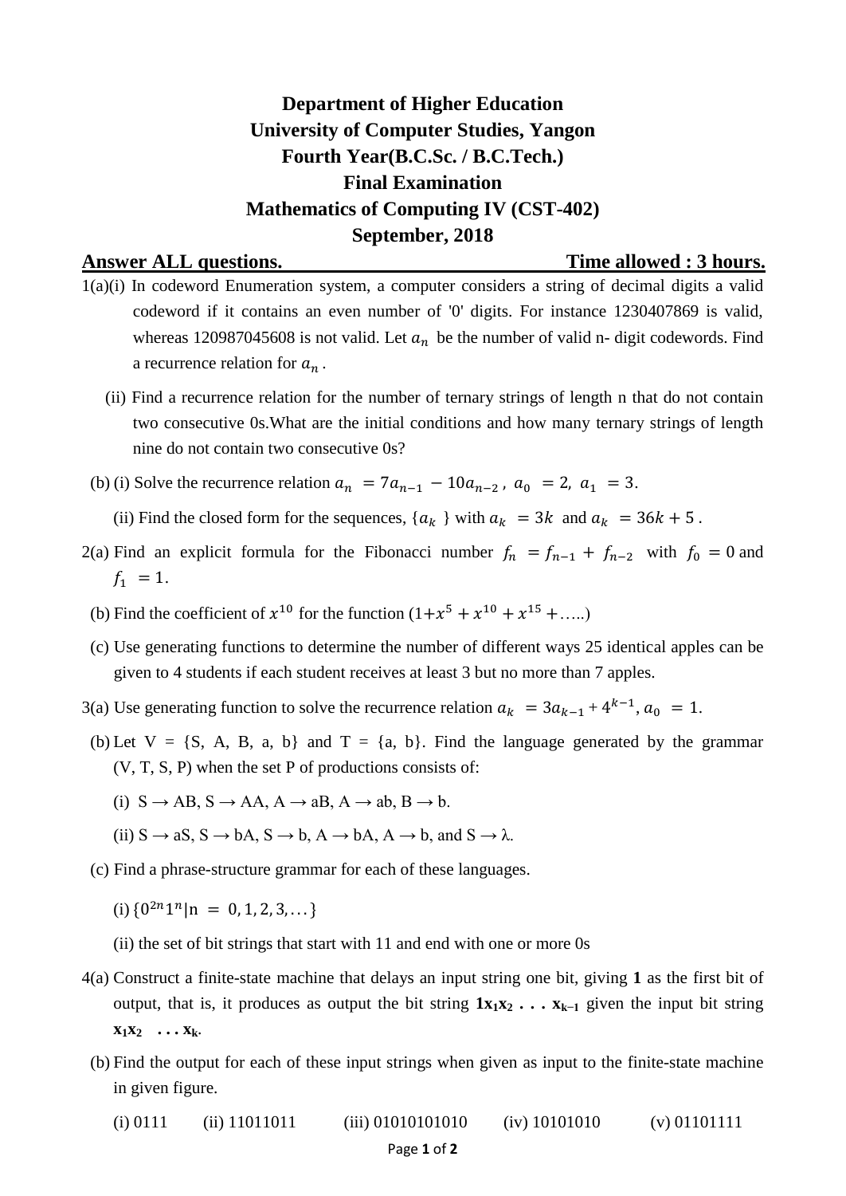# Department of Higher Education
# University of Computer Studies, Yangon
# Fourth Year(B.C.Sc. / B.C.Tech.)
# Final Examination
# Mathematics of Computing IV (CST-402)
# September, 2018

**Answer ALL questions.** **Time allowed : 3 hours.**

1(a)(i) In codeword Enumeration system, a computer considers a string of decimal digits a valid codeword if it contains an even number of '0' digits. For instance 1230407869 is valid, whereas 120987045608 is not valid. Let $a_n$ be the number of valid n- digit codewords. Find a recurrence relation for $a_n$.

(ii) Find a recurrence relation for the number of ternary strings of length n that do not contain two consecutive 0s.What are the initial conditions and how many ternary strings of length nine do not contain two consecutive 0s?

(b) (i) Solve the recurrence relation $a_n = 7a_{n-1} - 10a_{n-2}$, $a_0 = 2$, $a_1 = 3$.

(ii) Find the closed form for the sequences, $\{a_k\}$ with $a_k = 3k$ and $a_k = 36k + 5$.

2(a) Find an explicit formula for the Fibonacci number $f_n = f_{n-1} + f_{n-2}$ with $f_0 = 0$ and $f_1 = 1$.

(b) Find the coefficient of $x^{10}$ for the function $(1+x^5 + x^{10} + x^{15} + \ldots..)$

(c) Use generating functions to determine the number of different ways 25 identical apples can be given to 4 students if each student receives at least 3 but no more than 7 apples.

3(a) Use generating function to solve the recurrence relation $a_k = 3a_{k-1} + 4^{k-1}$, $a_0 = 1$.

(b) Let V = {S, A, B, a, b} and T = {a, b}. Find the language generated by the grammar (V, T, S, P) when the set P of productions consists of:

(i) S → AB, S → AA, A → aB, A → ab, B → b.

(ii) S → aS, S → bA, S → b, A → bA, A → b, and S → λ.

(c) Find a phrase-structure grammar for each of these languages.

(i) $\{0^{2n}1^n | n = 0, 1, 2, 3, \ldots\}$

(ii) the set of bit strings that start with 11 and end with one or more 0s

4(a) Construct a finite-state machine that delays an input string one bit, giving **1** as the first bit of output, that is, it produces as output the bit string $\mathbf{1x_1x_2 \ldots x_{k-1}}$ given the input bit string $\mathbf{x_1x_2 \ldots x_k}$.

(b) Find the output for each of these input strings when given as input to the finite-state machine in given figure.

(i) 0111 (ii) 11011011 (iii) 01010101010 (iv) 10101010 (v) 01101111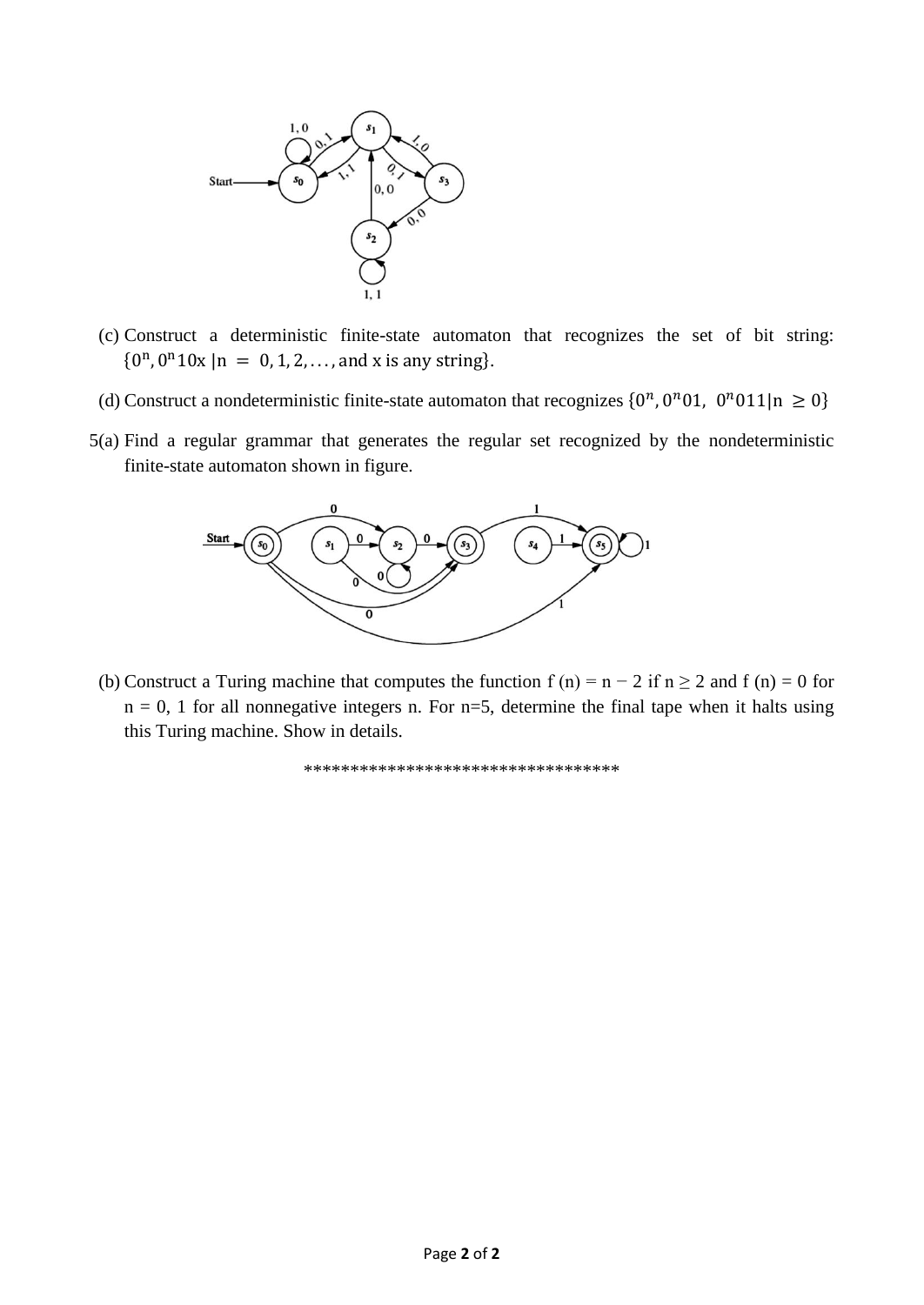Start

$s_0$ $s_1$ $s_2$ $s_3$

1, 0
0, 1
1, 1
0, 0
0, 1
1, 0
0, 0
1, 1

(c) Construct a deterministic finite-state automaton that recognizes the set of bit string: $\{0^n, 0^n10x \mid n = 0, 1, 2, \ldots, \text{and x is any string}\}$.

(d) Construct a nondeterministic finite-state automaton that recognizes $\{0^n, 0^n01,\ 0^n011 \mid n \geq 0\}$

5(a) Find a regular grammar that generates the regular set recognized by the nondeterministic finite-state automaton shown in figure.

Start

$s_0$ $s_1$ $s_2$ $s_3$ $s_4$ $s_5$

0
0
0
0
0
0
1
1
1
1

(b) Construct a Turing machine that computes the function f (n) = n − 2 if n ≥ 2 and f (n) = 0 for n = 0, 1 for all nonnegative integers n. For n=5, determine the final tape when it halts using this Turing machine. Show in details.

**********************************